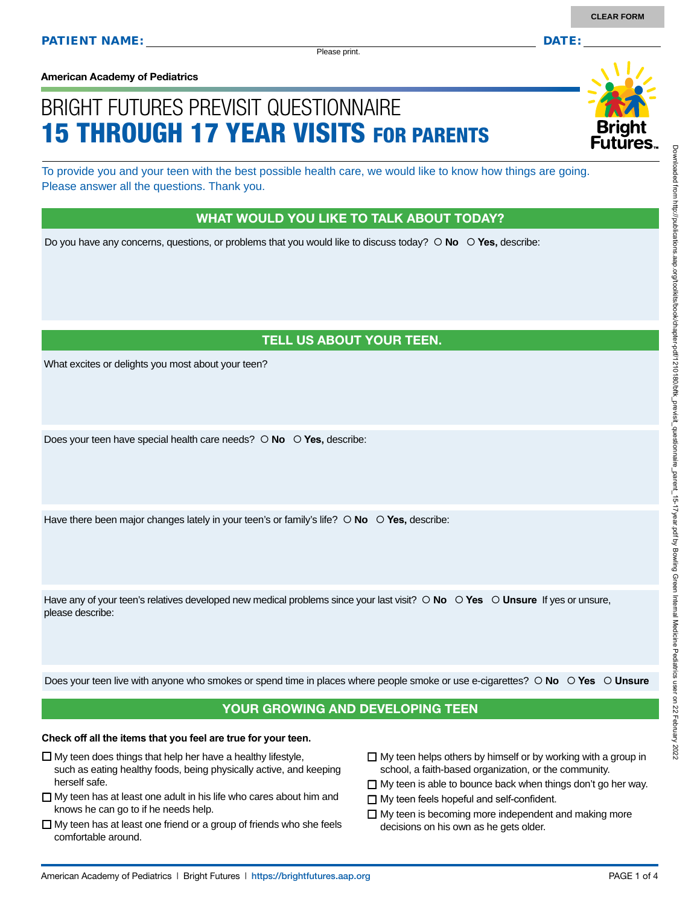CLEAR FORM

**PATIENT NAME:** ______________________ **DATE:** __________

Please print.

**American Academy of Pediatrics**

# BRIGHT FUTURES PREVISIT QUESTIONNAIRE
# 15 THROUGH 17 YEAR VISITS FOR PARENTS

To provide you and your teen with the best possible health care, we would like to know how things are going. Please answer all the questions. Thank you.

## WHAT WOULD YOU LIKE TO TALK ABOUT TODAY?

Do you have any concerns, questions, or problems that you would like to discuss today? ○ **No** ○ **Yes,** describe:

## TELL US ABOUT YOUR TEEN.

What excites or delights you most about your teen?

Does your teen have special health care needs? ○ **No** ○ **Yes,** describe:

Have there been major changes lately in your teen's or family's life? ○ **No** ○ **Yes,** describe:

Have any of your teen's relatives developed new medical problems since your last visit? ○ **No** ○ **Yes** ○ **Unsure** If yes or unsure, please describe:

Does your teen live with anyone who smokes or spend time in places where people smoke or use e-cigarettes? ○ **No** ○ **Yes** ○ **Unsure**

## YOUR GROWING AND DEVELOPING TEEN

**Check off all the items that you feel are true for your teen.**

- ☐ My teen does things that help her have a healthy lifestyle, such as eating healthy foods, being physically active, and keeping herself safe.
- ☐ My teen has at least one adult in his life who cares about him and knows he can go to if he needs help.
- ☐ My teen has at least one friend or a group of friends who she feels comfortable around.
- ☐ My teen helps others by himself or by working with a group in school, a faith-based organization, or the community.
- ☐ My teen is able to bounce back when things don't go her way.
- ☐ My teen feels hopeful and self-confident.
- ☐ My teen is becoming more independent and making more decisions on his own as he gets older.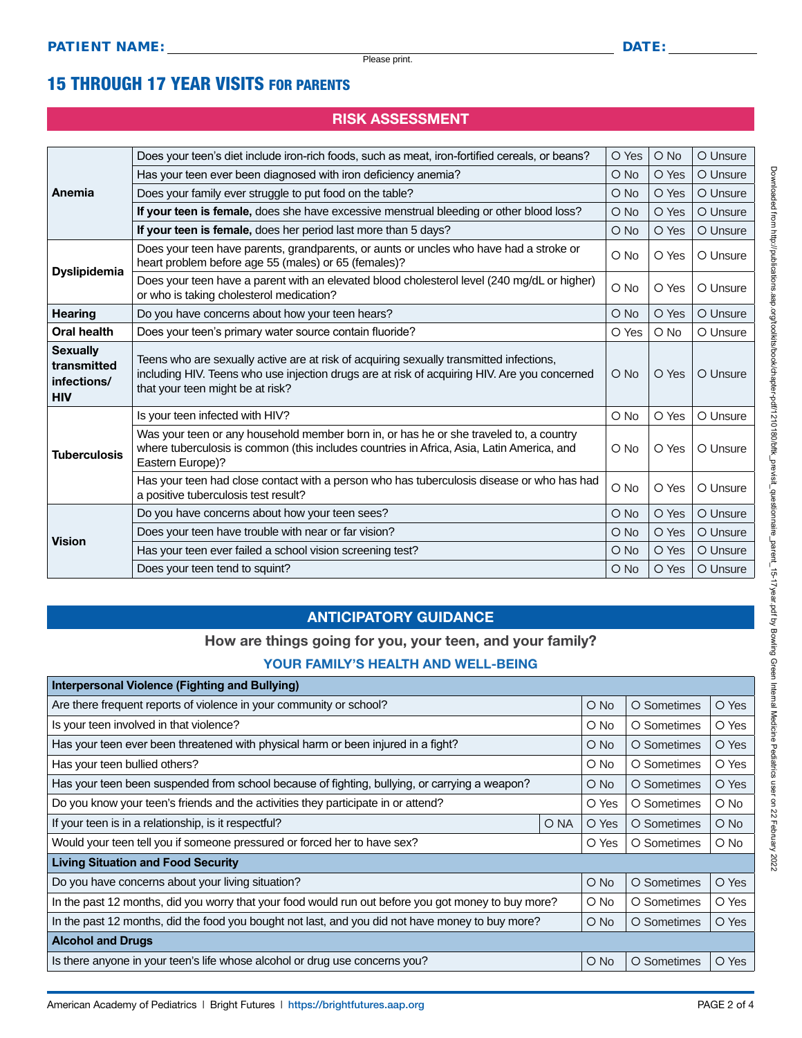**PATIENT NAME:** ____________________ **DATE:** ____________

Please print.

# 15 THROUGH 17 YEAR VISITS FOR PARENTS

## RISK ASSESSMENT

| | | | | |
|---|---|---|---|---|
| **Anemia** | Does your teen's diet include iron-rich foods, such as meat, iron-fortified cereals, or beans? | O Yes | O No | O Unsure |
| | Has your teen ever been diagnosed with iron deficiency anemia? | O No | O Yes | O Unsure |
| | Does your family ever struggle to put food on the table? | O No | O Yes | O Unsure |
| | **If your teen is female,** does she have excessive menstrual bleeding or other blood loss? | O No | O Yes | O Unsure |
| | **If your teen is female,** does her period last more than 5 days? | O No | O Yes | O Unsure |
| **Dyslipidemia** | Does your teen have parents, grandparents, or aunts or uncles who have had a stroke or heart problem before age 55 (males) or 65 (females)? | O No | O Yes | O Unsure |
| | Does your teen have a parent with an elevated blood cholesterol level (240 mg/dL or higher) or who is taking cholesterol medication? | O No | O Yes | O Unsure |
| **Hearing** | Do you have concerns about how your teen hears? | O No | O Yes | O Unsure |
| **Oral health** | Does your teen's primary water source contain fluoride? | O Yes | O No | O Unsure |
| **Sexually transmitted infections/ HIV** | Teens who are sexually active are at risk of acquiring sexually transmitted infections, including HIV. Teens who use injection drugs are at risk of acquiring HIV. Are you concerned that your teen might be at risk? | O No | O Yes | O Unsure |
| **Tuberculosis** | Is your teen infected with HIV? | O No | O Yes | O Unsure |
| | Was your teen or any household member born in, or has he or she traveled to, a country where tuberculosis is common (this includes countries in Africa, Asia, Latin America, and Eastern Europe)? | O No | O Yes | O Unsure |
| | Has your teen had close contact with a person who has tuberculosis disease or who has had a positive tuberculosis test result? | O No | O Yes | O Unsure |
| **Vision** | Do you have concerns about how your teen sees? | O No | O Yes | O Unsure |
| | Does your teen have trouble with near or far vision? | O No | O Yes | O Unsure |
| | Has your teen ever failed a school vision screening test? | O No | O Yes | O Unsure |
| | Does your teen tend to squint? | O No | O Yes | O Unsure |

## ANTICIPATORY GUIDANCE

**How are things going for you, your teen, and your family?**

### YOUR FAMILY'S HEALTH AND WELL-BEING

| **Interpersonal Violence (Fighting and Bullying)** | | | | |
|---|---|---|---|---|
| Are there frequent reports of violence in your community or school? | | O No | O Sometimes | O Yes |
| Is your teen involved in that violence? | | O No | O Sometimes | O Yes |
| Has your teen ever been threatened with physical harm or been injured in a fight? | | O No | O Sometimes | O Yes |
| Has your teen bullied others? | | O No | O Sometimes | O Yes |
| Has your teen been suspended from school because of fighting, bullying, or carrying a weapon? | | O No | O Sometimes | O Yes |
| Do you know your teen's friends and the activities they participate in or attend? | | O Yes | O Sometimes | O No |
| If your teen is in a relationship, is it respectful? | O NA | O Yes | O Sometimes | O No |
| Would your teen tell you if someone pressured or forced her to have sex? | | O Yes | O Sometimes | O No |
| **Living Situation and Food Security** | | | | |
| Do you have concerns about your living situation? | | O No | O Sometimes | O Yes |
| In the past 12 months, did you worry that your food would run out before you got money to buy more? | | O No | O Sometimes | O Yes |
| In the past 12 months, did the food you bought not last, and you did not have money to buy more? | | O No | O Sometimes | O Yes |
| **Alcohol and Drugs** | | | | |
| Is there anyone in your teen's life whose alcohol or drug use concerns you? | | O No | O Sometimes | O Yes |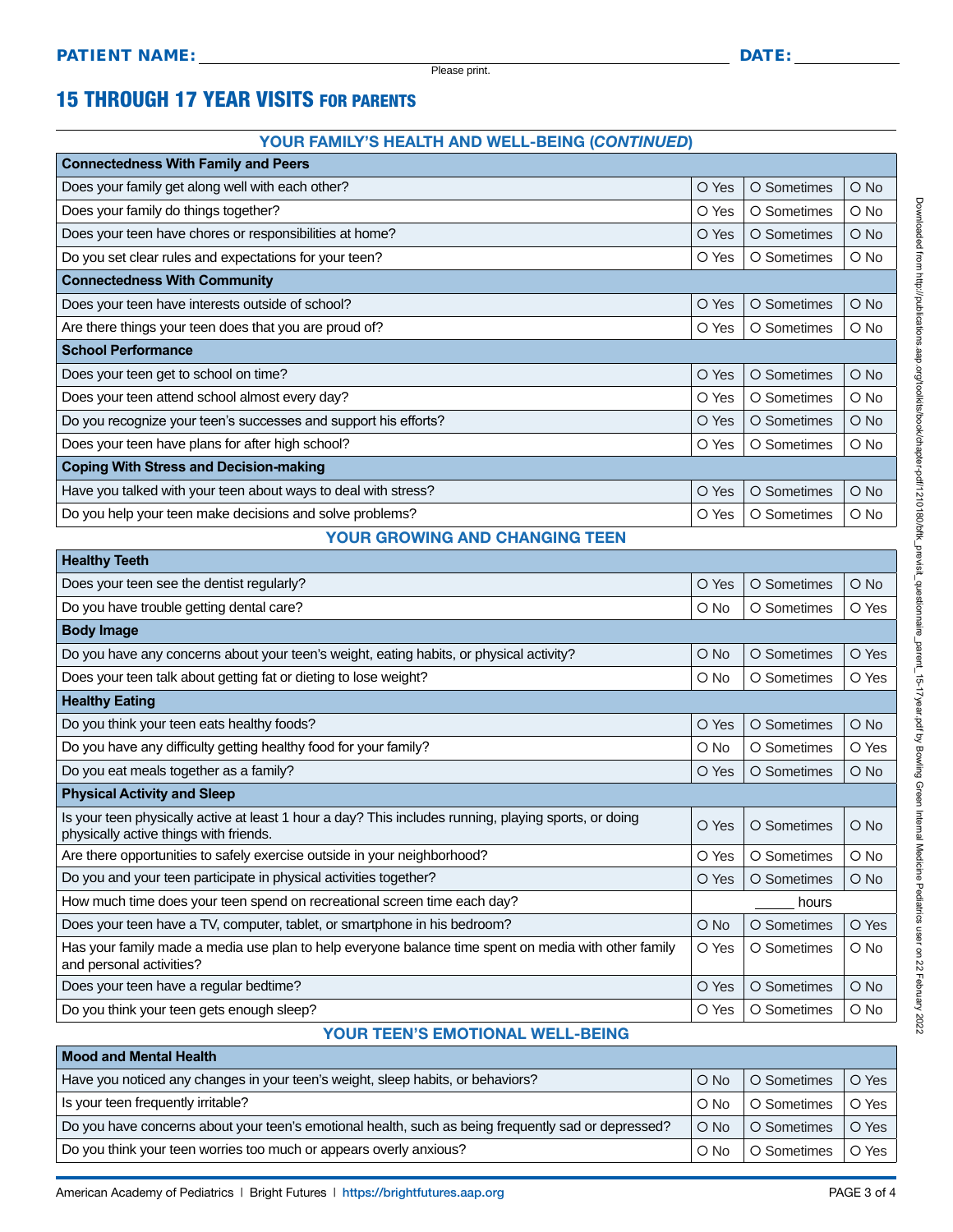**PATIENT NAME:** ______________________________ **DATE:** __________

Please print.

# 15 THROUGH 17 YEAR VISITS FOR PARENTS

## YOUR FAMILY'S HEALTH AND WELL-BEING (*CONTINUED*)

| Connectedness With Family and Peers | | | |
|---|---|---|---|
| Does your family get along well with each other? | O Yes | O Sometimes | O No |
| Does your family do things together? | O Yes | O Sometimes | O No |
| Does your teen have chores or responsibilities at home? | O Yes | O Sometimes | O No |
| Do you set clear rules and expectations for your teen? | O Yes | O Sometimes | O No |
| **Connectedness With Community** | | | |
| Does your teen have interests outside of school? | O Yes | O Sometimes | O No |
| Are there things your teen does that you are proud of? | O Yes | O Sometimes | O No |
| **School Performance** | | | |
| Does your teen get to school on time? | O Yes | O Sometimes | O No |
| Does your teen attend school almost every day? | O Yes | O Sometimes | O No |
| Do you recognize your teen's successes and support his efforts? | O Yes | O Sometimes | O No |
| Does your teen have plans for after high school? | O Yes | O Sometimes | O No |
| **Coping With Stress and Decision-making** | | | |
| Have you talked with your teen about ways to deal with stress? | O Yes | O Sometimes | O No |
| Do you help your teen make decisions and solve problems? | O Yes | O Sometimes | O No |

## YOUR GROWING AND CHANGING TEEN

| Healthy Teeth | | | |
|---|---|---|---|
| Does your teen see the dentist regularly? | O Yes | O Sometimes | O No |
| Do you have trouble getting dental care? | O No | O Sometimes | O Yes |
| **Body Image** | | | |
| Do you have any concerns about your teen's weight, eating habits, or physical activity? | O No | O Sometimes | O Yes |
| Does your teen talk about getting fat or dieting to lose weight? | O No | O Sometimes | O Yes |
| **Healthy Eating** | | | |
| Do you think your teen eats healthy foods? | O Yes | O Sometimes | O No |
| Do you have any difficulty getting healthy food for your family? | O No | O Sometimes | O Yes |
| Do you eat meals together as a family? | O Yes | O Sometimes | O No |
| **Physical Activity and Sleep** | | | |
| Is your teen physically active at least 1 hour a day? This includes running, playing sports, or doing physically active things with friends. | O Yes | O Sometimes | O No |
| Are there opportunities to safely exercise outside in your neighborhood? | O Yes | O Sometimes | O No |
| Do you and your teen participate in physical activities together? | O Yes | O Sometimes | O No |
| How much time does your teen spend on recreational screen time each day? | | _____ hours | |
| Does your teen have a TV, computer, tablet, or smartphone in his bedroom? | O No | O Sometimes | O Yes |
| Has your family made a media use plan to help everyone balance time spent on media with other family and personal activities? | O Yes | O Sometimes | O No |
| Does your teen have a regular bedtime? | O Yes | O Sometimes | O No |
| Do you think your teen gets enough sleep? | O Yes | O Sometimes | O No |

## YOUR TEEN'S EMOTIONAL WELL-BEING

| Mood and Mental Health | | | |
|---|---|---|---|
| Have you noticed any changes in your teen's weight, sleep habits, or behaviors? | O No | O Sometimes | O Yes |
| Is your teen frequently irritable? | O No | O Sometimes | O Yes |
| Do you have concerns about your teen's emotional health, such as being frequently sad or depressed? | O No | O Sometimes | O Yes |
| Do you think your teen worries too much or appears overly anxious? | O No | O Sometimes | O Yes |

American Academy of Pediatrics | Bright Futures | https://brightfutures.aap.org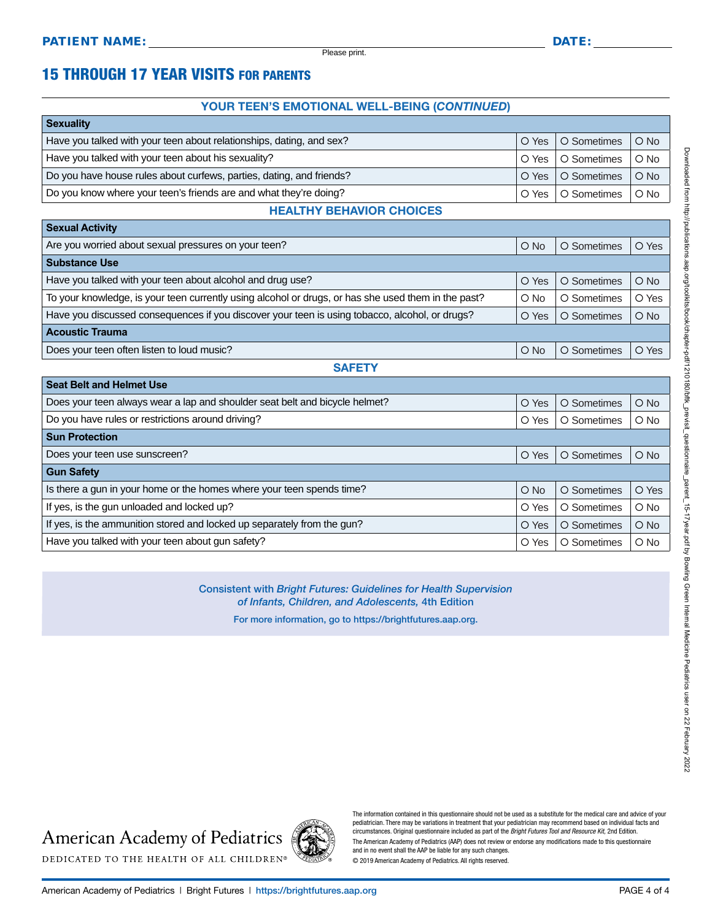**PATIENT NAME:** ______________________________ **DATE:** __________

Please print.

# 15 THROUGH 17 YEAR VISITS FOR PARENTS

## YOUR TEEN'S EMOTIONAL WELL-BEING (*CONTINUED*)

| | | | |
|---|---|---|---|
| **Sexuality** | | | |
| Have you talked with your teen about relationships, dating, and sex? | O Yes | O Sometimes | O No |
| Have you talked with your teen about his sexuality? | O Yes | O Sometimes | O No |
| Do you have house rules about curfews, parties, dating, and friends? | O Yes | O Sometimes | O No |
| Do you know where your teen's friends are and what they're doing? | O Yes | O Sometimes | O No |

## HEALTHY BEHAVIOR CHOICES

| | | | |
|---|---|---|---|
| **Sexual Activity** | | | |
| Are you worried about sexual pressures on your teen? | O No | O Sometimes | O Yes |
| **Substance Use** | | | |
| Have you talked with your teen about alcohol and drug use? | O Yes | O Sometimes | O No |
| To your knowledge, is your teen currently using alcohol or drugs, or has she used them in the past? | O No | O Sometimes | O Yes |
| Have you discussed consequences if you discover your teen is using tobacco, alcohol, or drugs? | O Yes | O Sometimes | O No |
| **Acoustic Trauma** | | | |
| Does your teen often listen to loud music? | O No | O Sometimes | O Yes |

## SAFETY

| | | | |
|---|---|---|---|
| **Seat Belt and Helmet Use** | | | |
| Does your teen always wear a lap and shoulder seat belt and bicycle helmet? | O Yes | O Sometimes | O No |
| Do you have rules or restrictions around driving? | O Yes | O Sometimes | O No |
| **Sun Protection** | | | |
| Does your teen use sunscreen? | O Yes | O Sometimes | O No |
| **Gun Safety** | | | |
| Is there a gun in your home or the homes where your teen spends time? | O No | O Sometimes | O Yes |
| If yes, is the gun unloaded and locked up? | O Yes | O Sometimes | O No |
| If yes, is the ammunition stored and locked up separately from the gun? | O Yes | O Sometimes | O No |
| Have you talked with your teen about gun safety? | O Yes | O Sometimes | O No |

Consistent with *Bright Futures: Guidelines for Health Supervision of Infants, Children, and Adolescents,* 4th Edition

For more information, go to https://brightfutures.aap.org.

American Academy of Pediatrics

DEDICATED TO THE HEALTH OF ALL CHILDREN®

The information contained in this questionnaire should not be used as a substitute for the medical care and advice of your pediatrician. There may be variations in treatment that your pediatrician may recommend based on individual facts and circumstances. Original questionnaire included as part of the *Bright Futures Tool and Resource Kit,* 2nd Edition.

The American Academy of Pediatrics (AAP) does not review or endorse any modifications made to this questionnaire and in no event shall the AAP be liable for any such changes.

© 2019 American Academy of Pediatrics. All rights reserved.